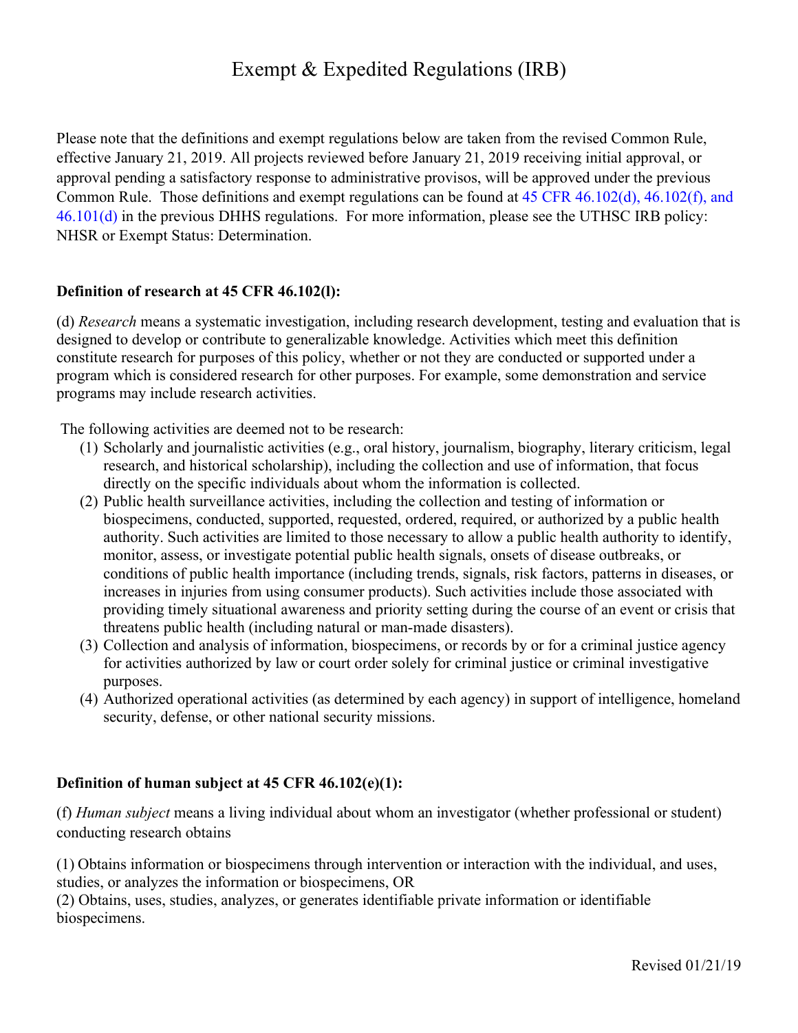# Exempt & Expedited Regulations (IRB)

Please note that the definitions and exempt regulations below are taken from the revised Common Rule, effective January 21, 2019. All projects reviewed before January 21, 2019 receiving initial approval, or approval pending a satisfactory response to administrative provisos, will be approved under the previous Common Rule. Those definitions and exempt regulations can be found at 45 CFR 46.102(d), 46.102(f), and 46.101(d) in the previous DHHS regulations. For more information, please see the UTHSC IRB policy: NHSR or Exempt Status: Determination.

**Definition of research at 45 CFR 46.102(l):**

(d) *Research* means a systematic investigation, including research development, testing and evaluation that is designed to develop or contribute to generalizable knowledge. Activities which meet this definition constitute research for purposes of this policy, whether or not they are conducted or supported under a program which is considered research for other purposes. For example, some demonstration and service programs may include research activities.

The following activities are deemed not to be research:

1. Scholarly and journalistic activities (e.g., oral history, journalism, biography, literary criticism, legal research, and historical scholarship), including the collection and use of information, that focus directly on the specific individuals about whom the information is collected.
2. Public health surveillance activities, including the collection and testing of information or biospecimens, conducted, supported, requested, ordered, required, or authorized by a public health authority. Such activities are limited to those necessary to allow a public health authority to identify, monitor, assess, or investigate potential public health signals, onsets of disease outbreaks, or conditions of public health importance (including trends, signals, risk factors, patterns in diseases, or increases in injuries from using consumer products). Such activities include those associated with providing timely situational awareness and priority setting during the course of an event or crisis that threatens public health (including natural or man-made disasters).
3. Collection and analysis of information, biospecimens, or records by or for a criminal justice agency for activities authorized by law or court order solely for criminal justice or criminal investigative purposes.
4. Authorized operational activities (as determined by each agency) in support of intelligence, homeland security, defense, or other national security missions.

**Definition of human subject at 45 CFR 46.102(e)(1):**

(f) *Human subject* means a living individual about whom an investigator (whether professional or student) conducting research obtains

(1) Obtains information or biospecimens through intervention or interaction with the individual, and uses, studies, or analyzes the information or biospecimens, OR
(2) Obtains, uses, studies, analyzes, or generates identifiable private information or identifiable biospecimens.

Revised 01/21/19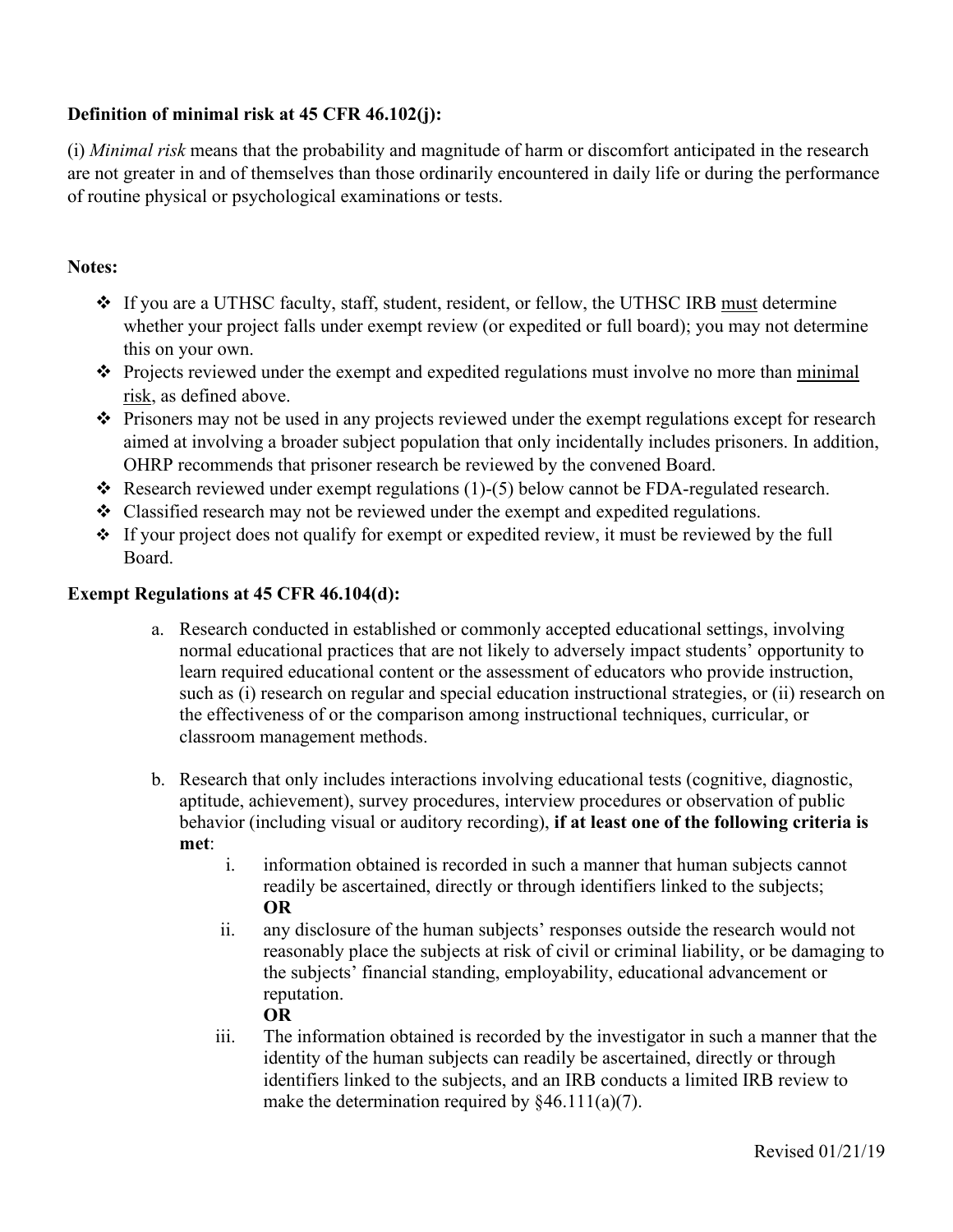**Definition of minimal risk at 45 CFR 46.102(j):**

(i) *Minimal risk* means that the probability and magnitude of harm or discomfort anticipated in the research are not greater in and of themselves than those ordinarily encountered in daily life or during the performance of routine physical or psychological examinations or tests.

**Notes:**

- If you are a UTHSC faculty, staff, student, resident, or fellow, the UTHSC IRB <u>must</u> determine whether your project falls under exempt review (or expedited or full board); you may not determine this on your own.
- Projects reviewed under the exempt and expedited regulations must involve no more than <u>minimal risk</u>, as defined above.
- Prisoners may not be used in any projects reviewed under the exempt regulations except for research aimed at involving a broader subject population that only incidentally includes prisoners. In addition, OHRP recommends that prisoner research be reviewed by the convened Board.
- Research reviewed under exempt regulations (1)-(5) below cannot be FDA-regulated research.
- Classified research may not be reviewed under the exempt and expedited regulations.
- If your project does not qualify for exempt or expedited review, it must be reviewed by the full Board.

**Exempt Regulations at 45 CFR 46.104(d):**

a. Research conducted in established or commonly accepted educational settings, involving normal educational practices that are not likely to adversely impact students' opportunity to learn required educational content or the assessment of educators who provide instruction, such as (i) research on regular and special education instructional strategies, or (ii) research on the effectiveness of or the comparison among instructional techniques, curricular, or classroom management methods.

b. Research that only includes interactions involving educational tests (cognitive, diagnostic, aptitude, achievement), survey procedures, interview procedures or observation of public behavior (including visual or auditory recording), **if at least one of the following criteria is met**:

   i. information obtained is recorded in such a manner that human subjects cannot readily be ascertained, directly or through identifiers linked to the subjects; **OR**

   ii. any disclosure of the human subjects' responses outside the research would not reasonably place the subjects at risk of civil or criminal liability, or be damaging to the subjects' financial standing, employability, educational advancement or reputation. **OR**

   iii. The information obtained is recorded by the investigator in such a manner that the identity of the human subjects can readily be ascertained, directly or through identifiers linked to the subjects, and an IRB conducts a limited IRB review to make the determination required by §46.111(a)(7).

Revised 01/21/19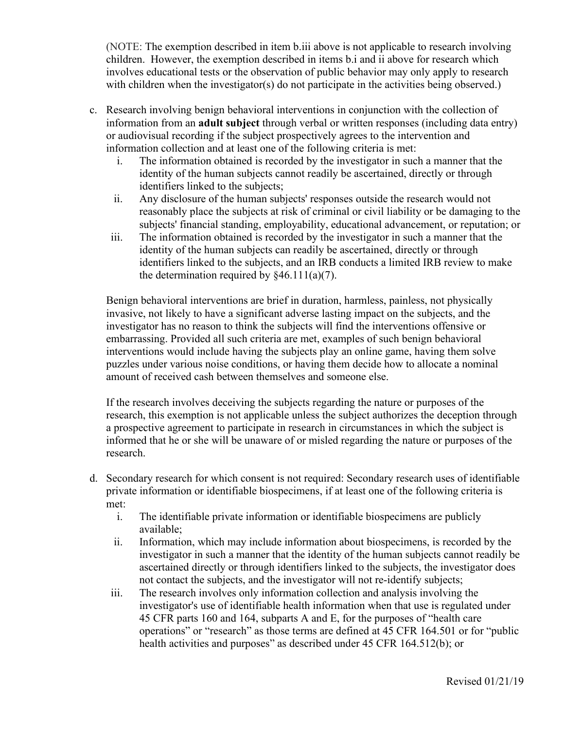(NOTE: The exemption described in item b.iii above is not applicable to research involving children. However, the exemption described in items b.i and ii above for research which involves educational tests or the observation of public behavior may only apply to research with children when the investigator(s) do not participate in the activities being observed.)

c. Research involving benign behavioral interventions in conjunction with the collection of information from an **adult subject** through verbal or written responses (including data entry) or audiovisual recording if the subject prospectively agrees to the intervention and information collection and at least one of the following criteria is met:
   i. The information obtained is recorded by the investigator in such a manner that the identity of the human subjects cannot readily be ascertained, directly or through identifiers linked to the subjects;
   ii. Any disclosure of the human subjects' responses outside the research would not reasonably place the subjects at risk of criminal or civil liability or be damaging to the subjects' financial standing, employability, educational advancement, or reputation; or
   iii. The information obtained is recorded by the investigator in such a manner that the identity of the human subjects can readily be ascertained, directly or through identifiers linked to the subjects, and an IRB conducts a limited IRB review to make the determination required by §46.111(a)(7).

   Benign behavioral interventions are brief in duration, harmless, painless, not physically invasive, not likely to have a significant adverse lasting impact on the subjects, and the investigator has no reason to think the subjects will find the interventions offensive or embarrassing. Provided all such criteria are met, examples of such benign behavioral interventions would include having the subjects play an online game, having them solve puzzles under various noise conditions, or having them decide how to allocate a nominal amount of received cash between themselves and someone else.

   If the research involves deceiving the subjects regarding the nature or purposes of the research, this exemption is not applicable unless the subject authorizes the deception through a prospective agreement to participate in research in circumstances in which the subject is informed that he or she will be unaware of or misled regarding the nature or purposes of the research.

d. Secondary research for which consent is not required: Secondary research uses of identifiable private information or identifiable biospecimens, if at least one of the following criteria is met:
   i. The identifiable private information or identifiable biospecimens are publicly available;
   ii. Information, which may include information about biospecimens, is recorded by the investigator in such a manner that the identity of the human subjects cannot readily be ascertained directly or through identifiers linked to the subjects, the investigator does not contact the subjects, and the investigator will not re-identify subjects;
   iii. The research involves only information collection and analysis involving the investigator's use of identifiable health information when that use is regulated under 45 CFR parts 160 and 164, subparts A and E, for the purposes of "health care operations" or "research" as those terms are defined at 45 CFR 164.501 or for "public health activities and purposes" as described under 45 CFR 164.512(b); or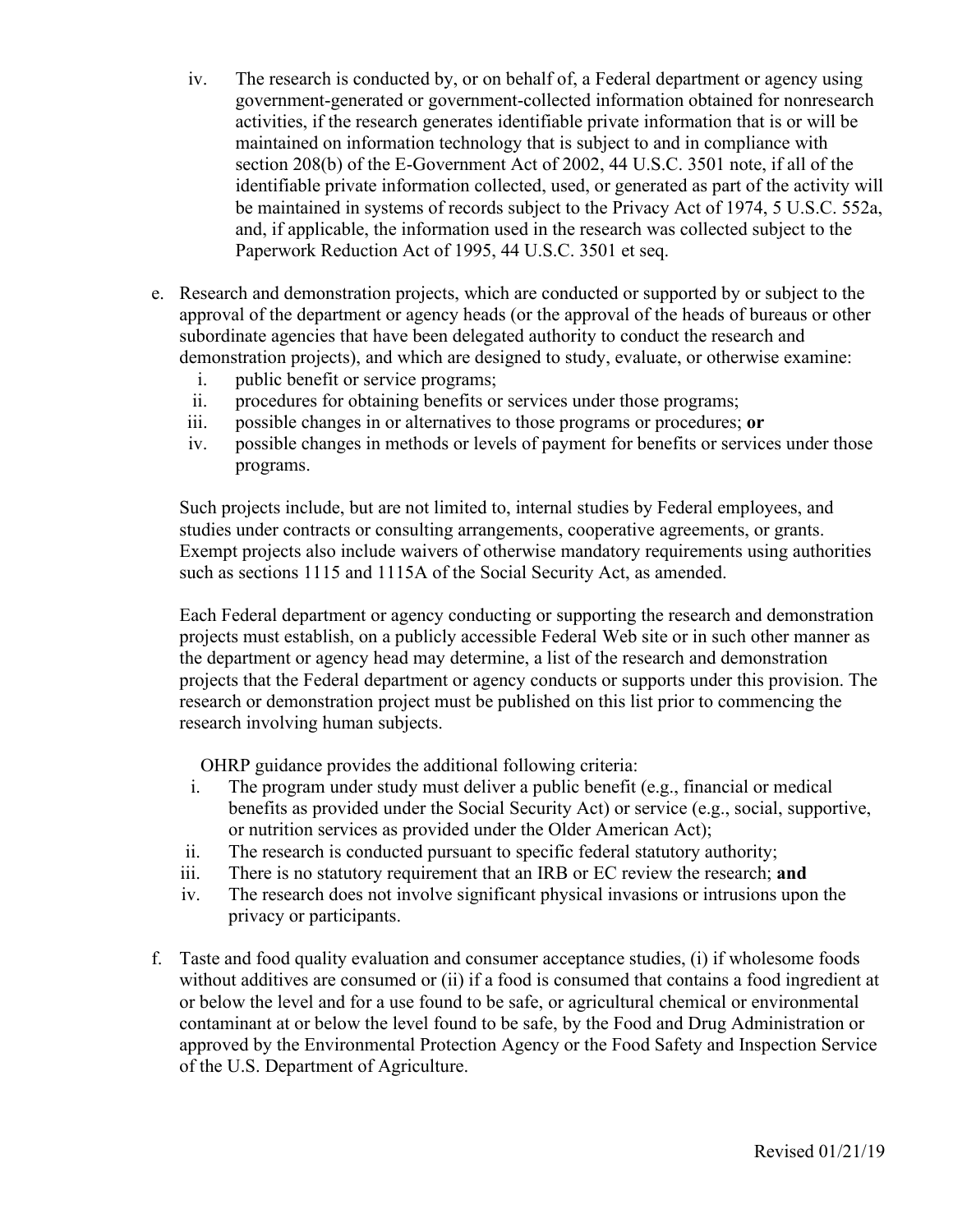iv. The research is conducted by, or on behalf of, a Federal department or agency using government-generated or government-collected information obtained for nonresearch activities, if the research generates identifiable private information that is or will be maintained on information technology that is subject to and in compliance with section 208(b) of the E-Government Act of 2002, 44 U.S.C. 3501 note, if all of the identifiable private information collected, used, or generated as part of the activity will be maintained in systems of records subject to the Privacy Act of 1974, 5 U.S.C. 552a, and, if applicable, the information used in the research was collected subject to the Paperwork Reduction Act of 1995, 44 U.S.C. 3501 et seq.

e. Research and demonstration projects, which are conducted or supported by or subject to the approval of the department or agency heads (or the approval of the heads of bureaus or other subordinate agencies that have been delegated authority to conduct the research and demonstration projects), and which are designed to study, evaluate, or otherwise examine:
   i. public benefit or service programs;
   ii. procedures for obtaining benefits or services under those programs;
   iii. possible changes in or alternatives to those programs or procedures; **or**
   iv. possible changes in methods or levels of payment for benefits or services under those programs.

   Such projects include, but are not limited to, internal studies by Federal employees, and studies under contracts or consulting arrangements, cooperative agreements, or grants. Exempt projects also include waivers of otherwise mandatory requirements using authorities such as sections 1115 and 1115A of the Social Security Act, as amended.

   Each Federal department or agency conducting or supporting the research and demonstration projects must establish, on a publicly accessible Federal Web site or in such other manner as the department or agency head may determine, a list of the research and demonstration projects that the Federal department or agency conducts or supports under this provision. The research or demonstration project must be published on this list prior to commencing the research involving human subjects.

   OHRP guidance provides the additional following criteria:
   i. The program under study must deliver a public benefit (e.g., financial or medical benefits as provided under the Social Security Act) or service (e.g., social, supportive, or nutrition services as provided under the Older American Act);
   ii. The research is conducted pursuant to specific federal statutory authority;
   iii. There is no statutory requirement that an IRB or EC review the research; **and**
   iv. The research does not involve significant physical invasions or intrusions upon the privacy or participants.

f. Taste and food quality evaluation and consumer acceptance studies, (i) if wholesome foods without additives are consumed or (ii) if a food is consumed that contains a food ingredient at or below the level and for a use found to be safe, or agricultural chemical or environmental contaminant at or below the level found to be safe, by the Food and Drug Administration or approved by the Environmental Protection Agency or the Food Safety and Inspection Service of the U.S. Department of Agriculture.

Revised 01/21/19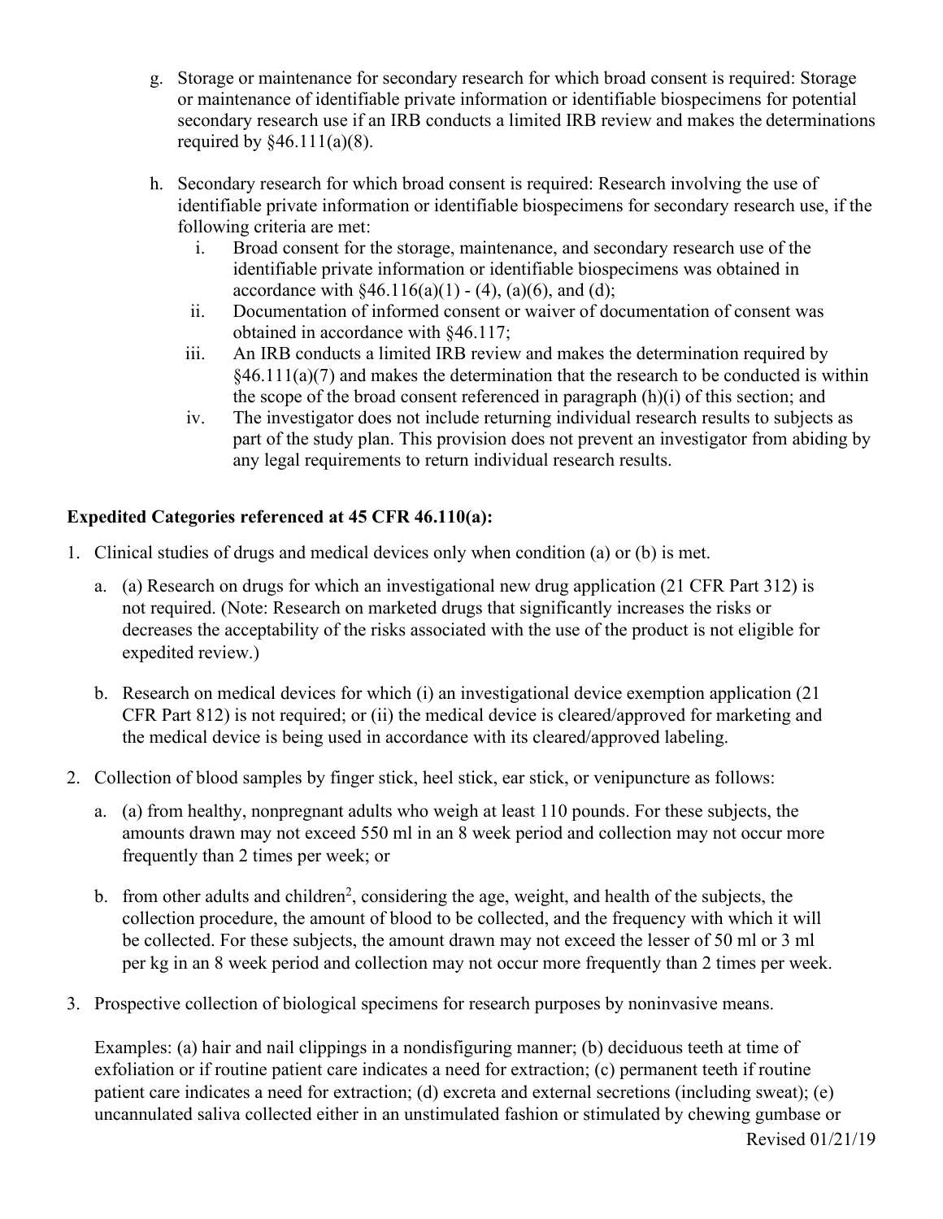g. Storage or maintenance for secondary research for which broad consent is required: Storage or maintenance of identifiable private information or identifiable biospecimens for potential secondary research use if an IRB conducts a limited IRB review and makes the determinations required by §46.111(a)(8).

h. Secondary research for which broad consent is required: Research involving the use of identifiable private information or identifiable biospecimens for secondary research use, if the following criteria are met:

   i. Broad consent for the storage, maintenance, and secondary research use of the identifiable private information or identifiable biospecimens was obtained in accordance with §46.116(a)(1) - (4), (a)(6), and (d);
   
   ii. Documentation of informed consent or waiver of documentation of consent was obtained in accordance with §46.117;
   
   iii. An IRB conducts a limited IRB review and makes the determination required by §46.111(a)(7) and makes the determination that the research to be conducted is within the scope of the broad consent referenced in paragraph (h)(i) of this section; and
   
   iv. The investigator does not include returning individual research results to subjects as part of the study plan. This provision does not prevent an investigator from abiding by any legal requirements to return individual research results.

**Expedited Categories referenced at 45 CFR 46.110(a):**

1. Clinical studies of drugs and medical devices only when condition (a) or (b) is met.

   a. (a) Research on drugs for which an investigational new drug application (21 CFR Part 312) is not required. (Note: Research on marketed drugs that significantly increases the risks or decreases the acceptability of the risks associated with the use of the product is not eligible for expedited review.)

   b. Research on medical devices for which (i) an investigational device exemption application (21 CFR Part 812) is not required; or (ii) the medical device is cleared/approved for marketing and the medical device is being used in accordance with its cleared/approved labeling.

2. Collection of blood samples by finger stick, heel stick, ear stick, or venipuncture as follows:

   a. (a) from healthy, nonpregnant adults who weigh at least 110 pounds. For these subjects, the amounts drawn may not exceed 550 ml in an 8 week period and collection may not occur more frequently than 2 times per week; or

   b. from other adults and children[2], considering the age, weight, and health of the subjects, the collection procedure, the amount of blood to be collected, and the frequency with which it will be collected. For these subjects, the amount drawn may not exceed the lesser of 50 ml or 3 ml per kg in an 8 week period and collection may not occur more frequently than 2 times per week.

3. Prospective collection of biological specimens for research purposes by noninvasive means.

   Examples: (a) hair and nail clippings in a nondisfiguring manner; (b) deciduous teeth at time of exfoliation or if routine patient care indicates a need for extraction; (c) permanent teeth if routine patient care indicates a need for extraction; (d) excreta and external secretions (including sweat); (e) uncannulated saliva collected either in an unstimulated fashion or stimulated by chewing gumbase or

Revised 01/21/19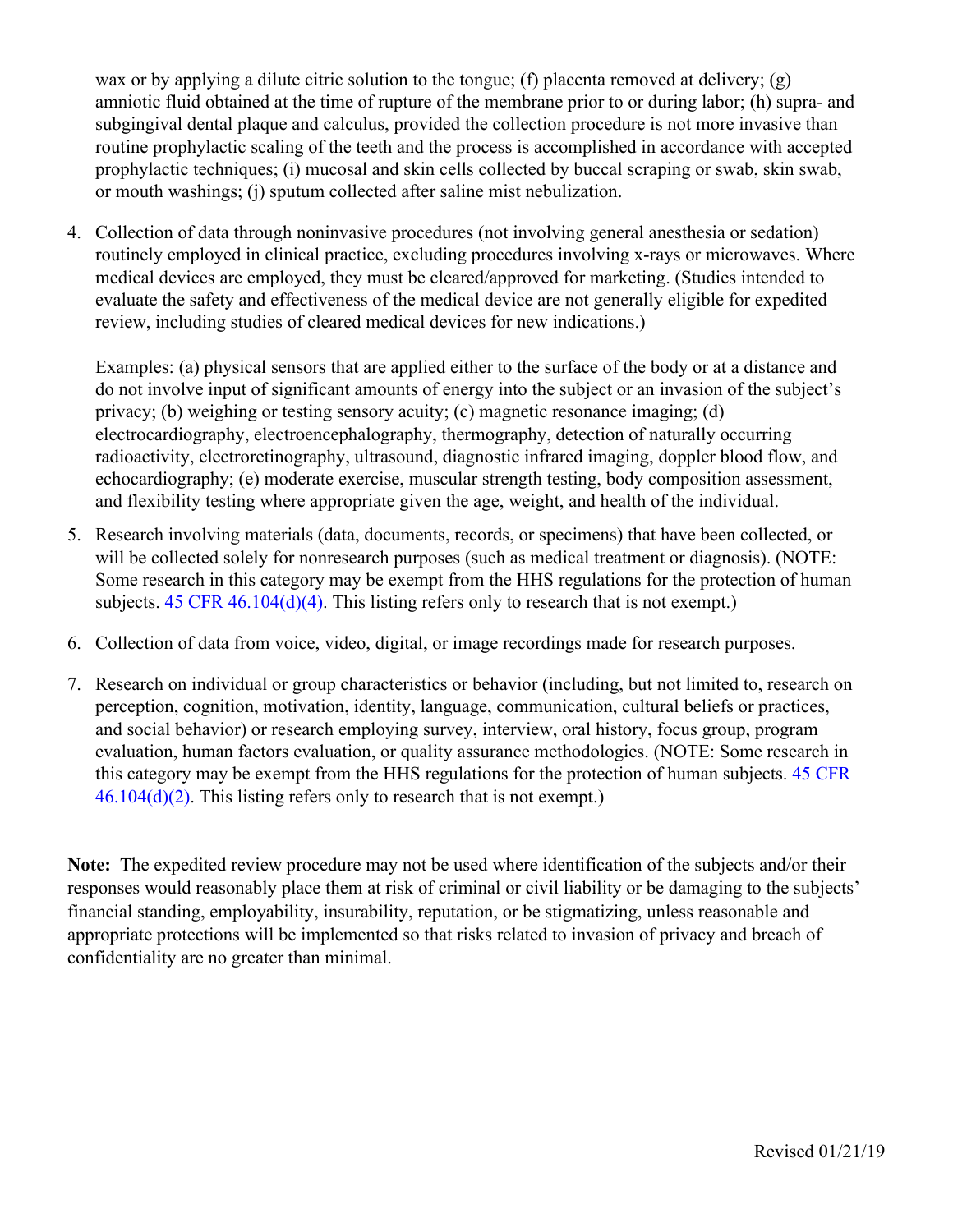wax or by applying a dilute citric solution to the tongue; (f) placenta removed at delivery; (g) amniotic fluid obtained at the time of rupture of the membrane prior to or during labor; (h) supra- and subgingival dental plaque and calculus, provided the collection procedure is not more invasive than routine prophylactic scaling of the teeth and the process is accomplished in accordance with accepted prophylactic techniques; (i) mucosal and skin cells collected by buccal scraping or swab, skin swab, or mouth washings; (j) sputum collected after saline mist nebulization.

4. Collection of data through noninvasive procedures (not involving general anesthesia or sedation) routinely employed in clinical practice, excluding procedures involving x-rays or microwaves. Where medical devices are employed, they must be cleared/approved for marketing. (Studies intended to evaluate the safety and effectiveness of the medical device are not generally eligible for expedited review, including studies of cleared medical devices for new indications.)

   Examples: (a) physical sensors that are applied either to the surface of the body or at a distance and do not involve input of significant amounts of energy into the subject or an invasion of the subject's privacy; (b) weighing or testing sensory acuity; (c) magnetic resonance imaging; (d) electrocardiography, electroencephalography, thermography, detection of naturally occurring radioactivity, electroretinography, ultrasound, diagnostic infrared imaging, doppler blood flow, and echocardiography; (e) moderate exercise, muscular strength testing, body composition assessment, and flexibility testing where appropriate given the age, weight, and health of the individual.

5. Research involving materials (data, documents, records, or specimens) that have been collected, or will be collected solely for nonresearch purposes (such as medical treatment or diagnosis). (NOTE: Some research in this category may be exempt from the HHS regulations for the protection of human subjects. 45 CFR 46.104(d)(4). This listing refers only to research that is not exempt.)

6. Collection of data from voice, video, digital, or image recordings made for research purposes.

7. Research on individual or group characteristics or behavior (including, but not limited to, research on perception, cognition, motivation, identity, language, communication, cultural beliefs or practices, and social behavior) or research employing survey, interview, oral history, focus group, program evaluation, human factors evaluation, or quality assurance methodologies. (NOTE: Some research in this category may be exempt from the HHS regulations for the protection of human subjects. 45 CFR 46.104(d)(2). This listing refers only to research that is not exempt.)

**Note:** The expedited review procedure may not be used where identification of the subjects and/or their responses would reasonably place them at risk of criminal or civil liability or be damaging to the subjects' financial standing, employability, insurability, reputation, or be stigmatizing, unless reasonable and appropriate protections will be implemented so that risks related to invasion of privacy and breach of confidentiality are no greater than minimal.

Revised 01/21/19